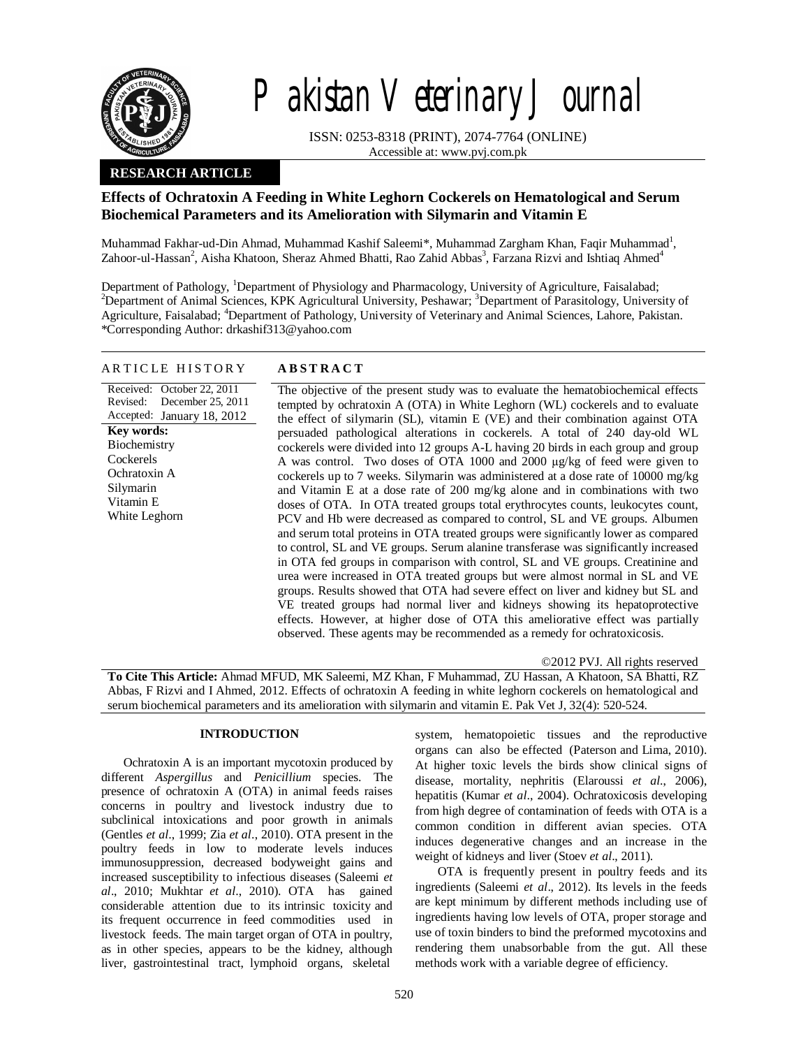# Pakistan Veterinary Journal

ISSN: 0253-8318 (PRINT), 2074-7764 (ONLINE)
Accessible at: www.pvj.com.pk

**RESEARCH ARTICLE**

## Effects of Ochratoxin A Feeding in White Leghorn Cockerels on Hematological and Serum Biochemical Parameters and its Amelioration with Silymarin and Vitamin E

Muhammad Fakhar-ud-Din Ahmad, Muhammad Kashif Saleemi*, Muhammad Zargham Khan, Faqir Muhammad[1], Zahoor-ul-Hassan[2], Aisha Khatoon, Sheraz Ahmed Bhatti, Rao Zahid Abbas[3], Farzana Rizvi and Ishtiaq Ahmed[4]

Department of Pathology, [1]Department of Physiology and Pharmacology, University of Agriculture, Faisalabad; [2]Department of Animal Sciences, KPK Agricultural University, Peshawar; [3]Department of Parasitology, University of Agriculture, Faisalabad; [4]Department of Pathology, University of Veterinary and Animal Sciences, Lahore, Pakistan.
*Corresponding Author: drkashif313@yahoo.com

### ARTICLE HISTORY

Received: October 22, 2011
Revised: December 25, 2011
Accepted: January 18, 2012

**Key words:**
Biochemistry
Cockerels
Ochratoxin A
Silymarin
Vitamin E
White Leghorn

### ABSTRACT

The objective of the present study was to evaluate the hematobiochemical effects tempted by ochratoxin A (OTA) in White Leghorn (WL) cockerels and to evaluate the effect of silymarin (SL), vitamin E (VE) and their combination against OTA persuaded pathological alterations in cockerels. A total of 240 day-old WL cockerels were divided into 12 groups A-L having 20 birds in each group and group A was control. Two doses of OTA 1000 and 2000 µg/kg of feed were given to cockerels up to 7 weeks. Silymarin was administered at a dose rate of 10000 mg/kg and Vitamin E at a dose rate of 200 mg/kg alone and in combinations with two doses of OTA. In OTA treated groups total erythrocytes counts, leukocytes count, PCV and Hb were decreased as compared to control, SL and VE groups. Albumen and serum total proteins in OTA treated groups were significantly lower as compared to control, SL and VE groups. Serum alanine transferase was significantly increased in OTA fed groups in comparison with control, SL and VE groups. Creatinine and urea were increased in OTA treated groups but were almost normal in SL and VE groups. Results showed that OTA had severe effect on liver and kidney but SL and VE treated groups had normal liver and kidneys showing its hepatoprotective effects. However, at higher dose of OTA this ameliorative effect was partially observed. These agents may be recommended as a remedy for ochratoxicosis.

©2012 PVJ. All rights reserved

**To Cite This Article:** Ahmad MFUD, MK Saleemi, MZ Khan, F Muhammad, ZU Hassan, A Khatoon, SA Bhatti, RZ Abbas, F Rizvi and I Ahmed, 2012. Effects of ochratoxin A feeding in white leghorn cockerels on hematological and serum biochemical parameters and its amelioration with silymarin and vitamin E. Pak Vet J, 32(4): 520-524.

## INTRODUCTION

Ochratoxin A is an important mycotoxin produced by different *Aspergillus* and *Penicillium* species. The presence of ochratoxin A (OTA) in animal feeds raises concerns in poultry and livestock industry due to subclinical intoxications and poor growth in animals (Gentles *et al*., 1999; Zia *et al*., 2010). OTA present in the poultry feeds in low to moderate levels induces immunosuppression, decreased bodyweight gains and increased susceptibility to infectious diseases (Saleemi *et al*., 2010; Mukhtar *et al*., 2010). OTA has gained considerable attention due to its intrinsic toxicity and its frequent occurrence in feed commodities used in livestock feeds. The main target organ of OTA in poultry, as in other species, appears to be the kidney, although liver, gastrointestinal tract, lymphoid organs, skeletal system, hematopoietic tissues and the reproductive organs can also be effected (Paterson and Lima, 2010). At higher toxic levels the birds show clinical signs of disease, mortality, nephritis (Elaroussi *et al*., 2006), hepatitis (Kumar *et al*., 2004). Ochratoxicosis developing from high degree of contamination of feeds with OTA is a common condition in different avian species. OTA induces degenerative changes and an increase in the weight of kidneys and liver (Stoev *et al*., 2011).

OTA is frequently present in poultry feeds and its ingredients (Saleemi *et al*., 2012). Its levels in the feeds are kept minimum by different methods including use of ingredients having low levels of OTA, proper storage and use of toxin binders to bind the preformed mycotoxins and rendering them unabsorbable from the gut. All these methods work with a variable degree of efficiency.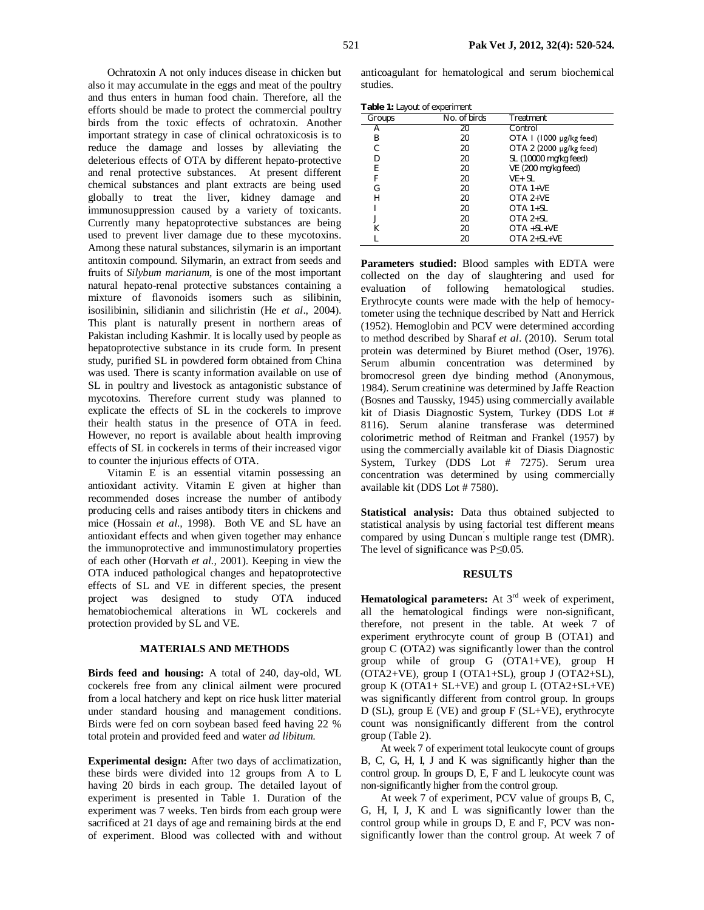Ochratoxin A not only induces disease in chicken but also it may accumulate in the eggs and meat of the poultry and thus enters in human food chain. Therefore, all the efforts should be made to protect the commercial poultry birds from the toxic effects of ochratoxin. Another important strategy in case of clinical ochratoxicosis is to reduce the damage and losses by alleviating the deleterious effects of OTA by different hepato-protective and renal protective substances. At present different chemical substances and plant extracts are being used globally to treat the liver, kidney damage and immunosuppression caused by a variety of toxicants. Currently many hepatoprotective substances are being used to prevent liver damage due to these mycotoxins. Among these natural substances, silymarin is an important antitoxin compound. Silymarin, an extract from seeds and fruits of *Silybum marianum*, is one of the most important natural hepato-renal protective substances containing a mixture of flavonoids isomers such as silibinin, isosilibinin, silidianin and silichristin (He *et al*., 2004). This plant is naturally present in northern areas of Pakistan including Kashmir. It is locally used by people as hepatoprotective substance in its crude form. In present study, purified SL in powdered form obtained from China was used. There is scanty information available on use of SL in poultry and livestock as antagonistic substance of mycotoxins. Therefore current study was planned to explicate the effects of SL in the cockerels to improve their health status in the presence of OTA in feed. However, no report is available about health improving effects of SL in cockerels in terms of their increased vigor to counter the injurious effects of OTA.

Vitamin E is an essential vitamin possessing an antioxidant activity. Vitamin E given at higher than recommended doses increase the number of antibody producing cells and raises antibody titers in chickens and mice (Hossain *et al.*, 1998). Both VE and SL have an antioxidant effects and when given together may enhance the immunoprotective and immunostimulatory properties of each other (Horvath *et al.*, 2001). Keeping in view the OTA induced pathological changes and hepatoprotective effects of SL and VE in different species, the present project was designed to study OTA induced hematobiochemical alterations in WL cockerels and protection provided by SL and VE.

## MATERIALS AND METHODS

**Birds feed and housing:** A total of 240, day-old, WL cockerels free from any clinical ailment were procured from a local hatchery and kept on rice husk litter material under standard housing and management conditions. Birds were fed on corn soybean based feed having 22 % total protein and provided feed and water *ad libitum*.

**Experimental design:** After two days of acclimatization, these birds were divided into 12 groups from A to L having 20 birds in each group. The detailed layout of experiment is presented in Table 1. Duration of the experiment was 7 weeks. Ten birds from each group were sacrificed at 21 days of age and remaining birds at the end of experiment. Blood was collected with and without anticoagulant for hematological and serum biochemical studies.

**Table 1:** Layout of experiment

| Groups | No. of birds | Treatment |
|---|---|---|
| A | 20 | Control |
| B | 20 | OTA 1 (1000 μg/kg feed) |
| C | 20 | OTA 2 (2000 μg/kg feed) |
| D | 20 | SL (10000 mg/kg feed) |
| E | 20 | VE (200 mg/kg feed) |
| F | 20 | VE+ SL |
| G | 20 | OTA 1+VE |
| H | 20 | OTA 2+VE |
| I | 20 | OTA 1+SL |
| J | 20 | OTA 2+SL |
| K | 20 | OTA +SL+VE |
| L | 20 | OTA 2+SL+VE |

**Parameters studied:** Blood samples with EDTA were collected on the day of slaughtering and used for evaluation of following hematological studies. Erythrocyte counts were made with the help of hemocytometer using the technique described by Natt and Herrick (1952). Hemoglobin and PCV were determined according to method described by Sharaf *et al*. (2010). Serum total protein was determined by Biuret method (Oser, 1976). Serum albumin concentration was determined by bromocresol green dye binding method (Anonymous, 1984). Serum creatinine was determined by Jaffe Reaction (Bosnes and Taussky, 1945) using commercially available kit of Diasis Diagnostic System, Turkey (DDS Lot # 8116). Serum alanine transferase was determined colorimetric method of Reitman and Frankel (1957) by using the commercially available kit of Diasis Diagnostic System, Turkey (DDS Lot # 7275). Serum urea concentration was determined by using commercially available kit (DDS Lot # 7580).

**Statistical analysis:** Data thus obtained subjected to statistical analysis by using factorial test different means compared by using Duncan's multiple range test (DMR). The level of significance was P≤0.05.

## RESULTS

**Hematological parameters:** At 3rd week of experiment, all the hematological findings were non-significant, therefore, not present in the table. At week 7 of experiment erythrocyte count of group B (OTA1) and group C (OTA2) was significantly lower than the control group while of group G (OTA1+VE), group H (OTA2+VE), group I (OTA1+SL), group J (OTA2+SL), group K (OTA1+ SL+VE) and group L (OTA2+SL+VE) was significantly different from control group. In groups D (SL), group E (VE) and group F (SL+VE), erythrocyte count was nonsignificantly different from the control group (Table 2).

At week 7 of experiment total leukocyte count of groups B, C, G, H, I, J and K was significantly higher than the control group. In groups D, E, F and L leukocyte count was non-significantly higher from the control group.

At week 7 of experiment, PCV value of groups B, C, G, H, I, J, K and L was significantly lower than the control group while in groups D, E and F, PCV was non-significantly lower than the control group. At week 7 of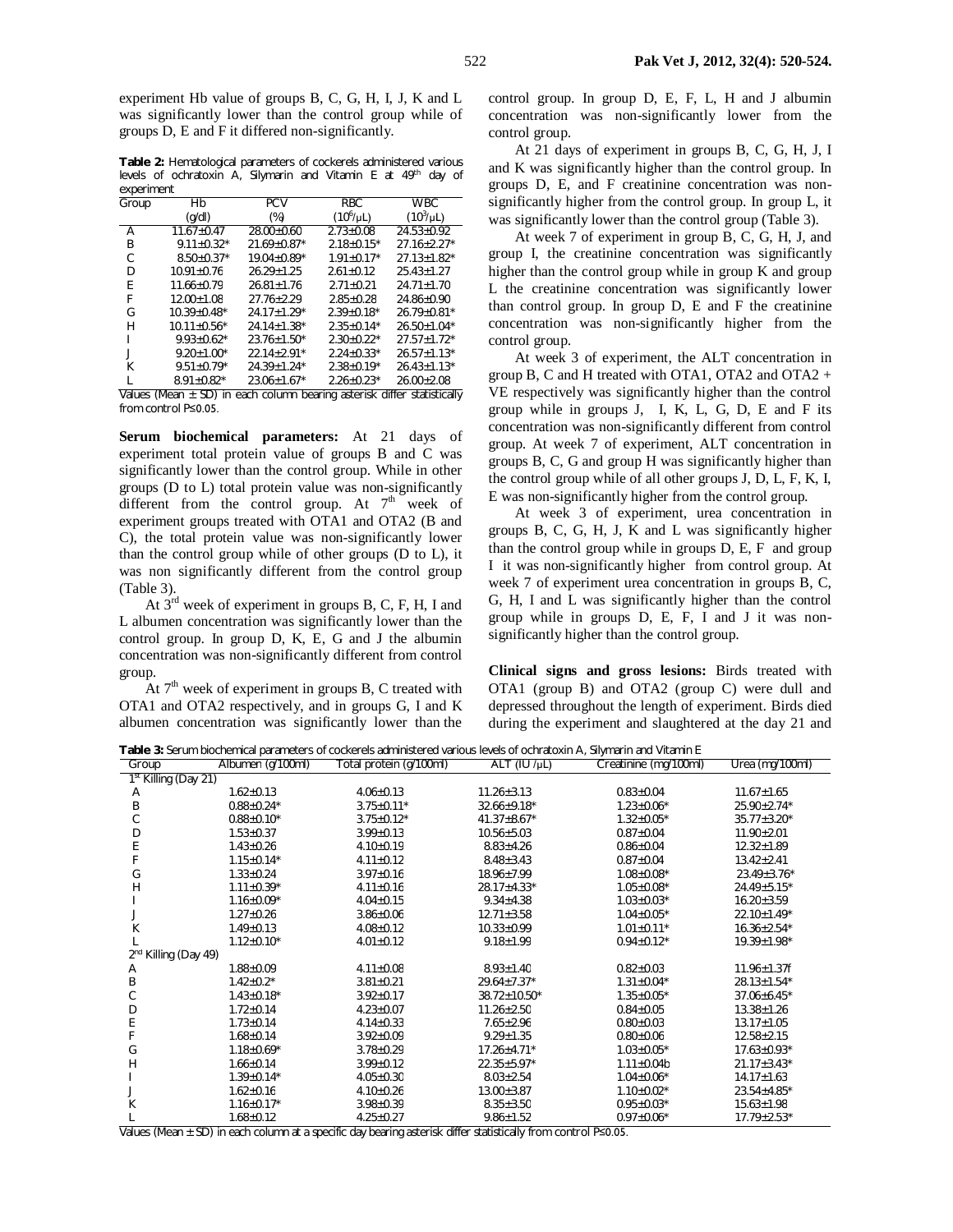experiment Hb value of groups B, C, G, H, I, J, K and L was significantly lower than the control group while of groups D, E and F it differed non-significantly.

**Table 2:** Hematological parameters of cockerels administered various levels of ochratoxin A, Silymarin and Vitamin E at 49th day of experiment

| Group | Hb (g/dl) | PCV (%) | RBC ($10^6$/µL) | WBC ($10^3$/µL) |
|---|---|---|---|---|
| A | 11.67±0.47 | 28.00±0.60 | 2.73±0.08 | 24.53±0.92 |
| B | 9.11±0.32* | 21.69±0.87* | 2.18±0.15* | 27.16±2.27* |
| C | 8.50±0.37* | 19.04±0.89* | 1.91±0.17* | 27.13±1.82* |
| D | 10.91±0.76 | 26.29±1.25 | 2.61±0.12 | 25.43±1.27 |
| E | 11.66±0.79 | 26.81±1.76 | 2.71±0.21 | 24.71±1.70 |
| F | 12.00±1.08 | 27.76±2.29 | 2.85±0.28 | 24.86±0.90 |
| G | 10.39±0.48* | 24.17±1.29* | 2.39±0.18* | 26.79±0.81* |
| H | 10.11±0.56* | 24.14±1.38* | 2.35±0.14* | 26.50±1.04* |
| I | 9.93±0.62* | 23.76±1.50* | 2.30±0.22* | 27.57±1.72* |
| J | 9.20±1.00* | 22.14±2.91* | 2.24±0.33* | 26.57±1.13* |
| K | 9.51±0.79* | 24.39±1.24* | 2.38±0.19* | 26.43±1.13* |
| L | 8.91±0.82* | 23.06±1.67* | 2.26±0.23* | 26.00±2.08 |

Values (Mean ± SD) in each column bearing asterisk differ statistically from control P≤0.05.

**Serum biochemical parameters:** At 21 days of experiment total protein value of groups B and C was significantly lower than the control group. While in other groups (D to L) total protein value was non-significantly different from the control group. At 7th week of experiment groups treated with OTA1 and OTA2 (B and C), the total protein value was non-significantly lower than the control group while of other groups (D to L), it was non significantly different from the control group (Table 3).

At 3rd week of experiment in groups B, C, F, H, I and L albumen concentration was significantly lower than the control group. In group D, K, E, G and J the albumin concentration was non-significantly different from control group.

At 7th week of experiment in groups B, C treated with OTA1 and OTA2 respectively, and in groups G, I and K albumen concentration was significantly lower than the control group. In group D, E, F, L, H and J albumin concentration was non-significantly lower from the control group.

At 21 days of experiment in groups B, C, G, H, J, I and K was significantly higher than the control group. In groups D, E, and F creatinine concentration was non-significantly higher from the control group. In group L, it was significantly lower than the control group (Table 3).

At week 7 of experiment in group B, C, G, H, J, and group I, the creatinine concentration was significantly higher than the control group while in group K and group L the creatinine concentration was significantly lower than control group. In group D, E and F the creatinine concentration was non-significantly higher from the control group.

At week 3 of experiment, the ALT concentration in group B, C and H treated with OTA1, OTA2 and OTA2 + VE respectively was significantly higher than the control group while in groups J, I, K, L, G, D, E and F its concentration was non-significantly different from control group. At week 7 of experiment, ALT concentration in groups B, C, G and group H was significantly higher than the control group while of all other groups J, D, L, F, K, I, E was non-significantly higher from the control group.

At week 3 of experiment, urea concentration in groups B, C, G, H, J, K and L was significantly higher than the control group while in groups D, E, F and group I it was non-significantly higher from control group. At week 7 of experiment urea concentration in groups B, C, G, H, I and L was significantly higher than the control group while in groups D, E, F, I and J it was non-significantly higher than the control group.

**Clinical signs and gross lesions:** Birds treated with OTA1 (group B) and OTA2 (group C) were dull and depressed throughout the length of experiment. Birds died during the experiment and slaughtered at the day 21 and

**Table 3:** Serum biochemical parameters of cockerels administered various levels of ochratoxin A, Silymarin and Vitamin E

| Group | Albumen (g/100ml) | Total protein (g/100ml) | ALT (IU/µL) | Creatinine (mg/100ml) | Urea (mg/100ml) |
|---|---|---|---|---|---|
| 1st Killing (Day 21) | | | | | |
| A | 1.62±0.13 | 4.06±0.13 | 11.26±3.13 | 0.83±0.04 | 11.67±1.65 |
| B | 0.88±0.24* | 3.75±0.11* | 32.66±9.18* | 1.23±0.06* | 25.90±2.74* |
| C | 0.88±0.10* | 3.75±0.12* | 41.37±8.67* | 1.32±0.05* | 35.77±3.20* |
| D | 1.53±0.37 | 3.99±0.13 | 10.56±5.03 | 0.87±0.04 | 11.90±2.01 |
| E | 1.43±0.26 | 4.10±0.19 | 8.83±4.26 | 0.86±0.04 | 12.32±1.89 |
| F | 1.15±0.14* | 4.11±0.12 | 8.48±3.43 | 0.87±0.04 | 13.42±2.41 |
| G | 1.33±0.24 | 3.97±0.16 | 18.96±7.99 | 1.08±0.08* | 23.49±3.76* |
| H | 1.11±0.39* | 4.11±0.16 | 28.17±4.33* | 1.05±0.08* | 24.49±5.15* |
| I | 1.16±0.09* | 4.04±0.15 | 9.34±4.38 | 1.03±0.03* | 16.20±3.59 |
| J | 1.27±0.26 | 3.86±0.06 | 12.71±3.58 | 1.04±0.05* | 22.10±1.49* |
| K | 1.49±0.13 | 4.08±0.12 | 10.33±0.99 | 1.01±0.11* | 16.36±2.54* |
| L | 1.12±0.10* | 4.01±0.12 | 9.18±1.99 | 0.94±0.12* | 19.39±1.98* |
| 2nd Killing (Day 49) | | | | | |
| A | 1.88±0.09 | 4.11±0.08 | 8.93±1.40 | 0.82±0.03 | 11.96±1.37f |
| B | 1.42±0.2* | 3.81±0.21 | 29.64±7.37* | 1.31±0.04* | 28.13±1.54* |
| C | 1.43±0.18* | 3.92±0.17 | 38.72±10.50* | 1.35±0.05* | 37.06±6.45* |
| D | 1.72±0.14 | 4.23±0.07 | 11.26±2.50 | 0.84±0.05 | 13.38±1.26 |
| E | 1.73±0.14 | 4.14±0.33 | 7.65±2.96 | 0.80±0.03 | 13.17±1.05 |
| F | 1.68±0.14 | 3.92±0.09 | 9.29±1.35 | 0.80±0.06 | 12.58±2.15 |
| G | 1.18±0.69* | 3.78±0.29 | 17.26±4.71* | 1.03±0.05* | 17.63±0.93* |
| H | 1.66±0.14 | 3.99±0.12 | 22.35±5.97* | 1.11±0.04b | 21.17±3.43* |
| I | 1.39±0.14* | 4.05±0.30 | 8.03±2.54 | 1.04±0.06* | 14.17±1.63 |
| J | 1.62±0.16 | 4.10±0.26 | 13.00±3.87 | 1.10±0.02* | 23.54±4.85* |
| K | 1.16±0.17* | 3.98±0.39 | 8.35±3.50 | 0.95±0.03* | 15.63±1.98 |
| L | 1.68±0.12 | 4.25±0.27 | 9.86±1.52 | 0.97±0.06* | 17.79±2.53* |

Values (Mean ± SD) in each column at a specific day bearing asterisk differ statistically from control P≤0.05.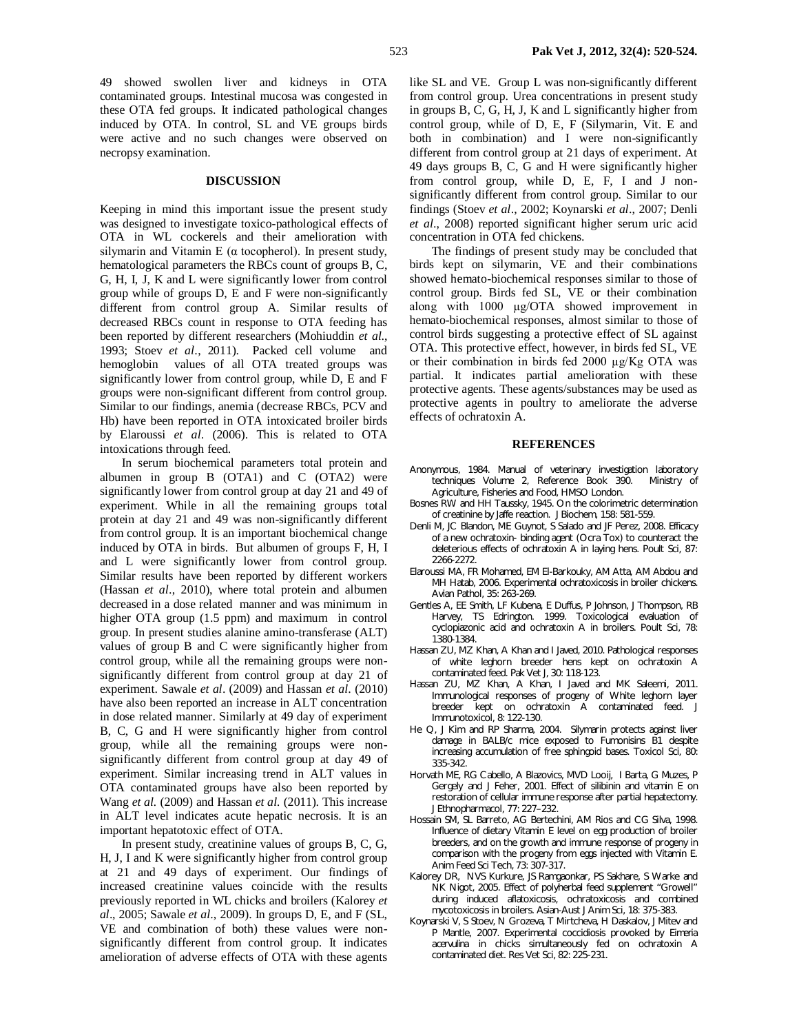49 showed swollen liver and kidneys in OTA contaminated groups. Intestinal mucosa was congested in these OTA fed groups. It indicated pathological changes induced by OTA. In control, SL and VE groups birds were active and no such changes were observed on necropsy examination.

## DISCUSSION

Keeping in mind this important issue the present study was designed to investigate toxico-pathological effects of OTA in WL cockerels and their amelioration with silymarin and Vitamin E (α tocopherol). In present study, hematological parameters the RBCs count of groups B, C, G, H, I, J, K and L were significantly lower from control group while of groups D, E and F were non-significantly different from control group A. Similar results of decreased RBCs count in response to OTA feeding has been reported by different researchers (Mohiuddin *et al*., 1993; Stoev *et al*., 2011). Packed cell volume and hemoglobin values of all OTA treated groups was significantly lower from control group, while D, E and F groups were non-significant different from control group. Similar to our findings, anemia (decrease RBCs, PCV and Hb) have been reported in OTA intoxicated broiler birds by Elaroussi *et al*. (2006). This is related to OTA intoxications through feed.

In serum biochemical parameters total protein and albumen in group B (OTA1) and C (OTA2) were significantly lower from control group at day 21 and 49 of experiment. While in all the remaining groups total protein at day 21 and 49 was non-significantly different from control group. It is an important biochemical change induced by OTA in birds. But albumen of groups F, H, I and L were significantly lower from control group. Similar results have been reported by different workers (Hassan *et al*., 2010), where total protein and albumen decreased in a dose related manner and was minimum in higher OTA group (1.5 ppm) and maximum in control group. In present studies alanine amino-transferase (ALT) values of group B and C were significantly higher from control group, while all the remaining groups were non-significantly different from control group at day 21 of experiment. Sawale *et al*. (2009) and Hassan *et al*. (2010) have also been reported an increase in ALT concentration in dose related manner. Similarly at 49 day of experiment B, C, G and H were significantly higher from control group, while all the remaining groups were non-significantly different from control group at day 49 of experiment. Similar increasing trend in ALT values in OTA contaminated groups have also been reported by Wang *et al.* (2009) and Hassan *et al.* (2011). This increase in ALT level indicates acute hepatic necrosis. It is an important hepatotoxic effect of OTA.

In present study, creatinine values of groups B, C, G, H, J, I and K were significantly higher from control group at 21 and 49 days of experiment. Our findings of increased creatinine values coincide with the results previously reported in WL chicks and broilers (Kalorey *et al*., 2005; Sawale *et al*., 2009). In groups D, E, and F (SL, VE and combination of both) these values were non-significantly different from control group. It indicates amelioration of adverse effects of OTA with these agents like SL and VE. Group L was non-significantly different from control group. Urea concentrations in present study in groups B, C, G, H, J, K and L significantly higher from control group, while of D, E, F (Silymarin, Vit. E and both in combination) and I were non-significantly different from control group at 21 days of experiment. At 49 days groups B, C, G and H were significantly higher from control group, while D, E, F, I and J non-significantly different from control group. Similar to our findings (Stoev *et al*., 2002; Koynarski *et al*., 2007; Denli *et al*., 2008) reported significant higher serum uric acid concentration in OTA fed chickens.

The findings of present study may be concluded that birds kept on silymarin, VE and their combinations showed hemato-biochemical responses similar to those of control group. Birds fed SL, VE or their combination along with 1000 µg/OTA showed improvement in hemato-biochemical responses, almost similar to those of control birds suggesting a protective effect of SL against OTA. This protective effect, however, in birds fed SL, VE or their combination in birds fed 2000 µg/Kg OTA was partial. It indicates partial amelioration with these protective agents. These agents/substances may be used as protective agents in poultry to ameliorate the adverse effects of ochratoxin A.

## REFERENCES

- Anonymous, 1984. Manual of veterinary investigation laboratory techniques Volume 2, Reference Book 390. Ministry of Agriculture, Fisheries and Food, HMSO London.
- Bosnes RW and HH Taussky, 1945. On the colorimetric determination of creatinine by Jaffe reaction. J Biochem, 158: 581-559.
- Denli M, JC Blandon, ME Guynot, S Salado and JF Perez, 2008. Efficacy of a new ochratoxin- binding agent (Ocra Tox) to counteract the deleterious effects of ochratoxin A in laying hens. Poult Sci, 87: 2266-2272.
- Elaroussi MA, FR Mohamed, EM El-Barkouky, AM Atta, AM Abdou and MH Hatab, 2006. Experimental ochratoxicosis in broiler chickens. Avian Pathol, 35: 263-269.
- Gentles A, EE Smith, LF Kubena, E Duffus, P Johnson, J Thompson, RB Harvey, TS Edrington. 1999. Toxicological evaluation of cyclopiazonic acid and ochratoxin A in broilers. Poult Sci, 78: 1380-1384.
- Hassan ZU, MZ Khan, A Khan and I Javed, 2010. Pathological responses of white leghorn breeder hens kept on ochratoxin A contaminated feed. Pak Vet J, 30: 118-123.
- Hassan ZU, MZ Khan, A Khan, I Javed and MK Saleemi, 2011. Immunological responses of progeny of White leghorn layer breeder kept on ochratoxin A contaminated feed. J Immunotoxicol, 8: 122-130.
- He Q, J Kim and RP Sharma, 2004. Silymarin protects against liver damage in BALB/c mice exposed to Fumonisins B1 despite increasing accumulation of free sphingoid bases. Toxicol Sci, 80: 335-342.
- Horvath ME, RG Cabello, A Blazovics, MVD Looij, I Barta, G Muzes, P Gergely and J Feher, 2001. Effect of silibinin and vitamin E on restoration of cellular immune response after partial hepatectomy. J Ethnopharmacol, 77: 227–232.
- Hossain SM, SL Barreto, AG Bertechini, AM Rios and CG Silva, 1998. Influence of dietary Vitamin E level on egg production of broiler breeders, and on the growth and immune response of progeny in comparison with the progeny from eggs injected with Vitamin E. Anim Feed Sci Tech, 73: 307-317.
- Kalorey DR, NVS Kurkure, JS Ramgaonkar, PS Sakhare, S Warke and NK Nigot, 2005. Effect of polyherbal feed supplement "Growell" during induced aflatoxicosis, ochratoxicosis and combined mycotoxicosis in broilers. Asian-Aust J Anim Sci, 18: 375-383.
- Koynarski V, S Stoev, N Grozeva, T Mirtcheva, H Daskalov, J Mitev and P Mantle, 2007. Experimental coccidiosis provoked by Eimeria acervulina in chicks simultaneously fed on ochratoxin A contaminated diet. Res Vet Sci, 82: 225-231.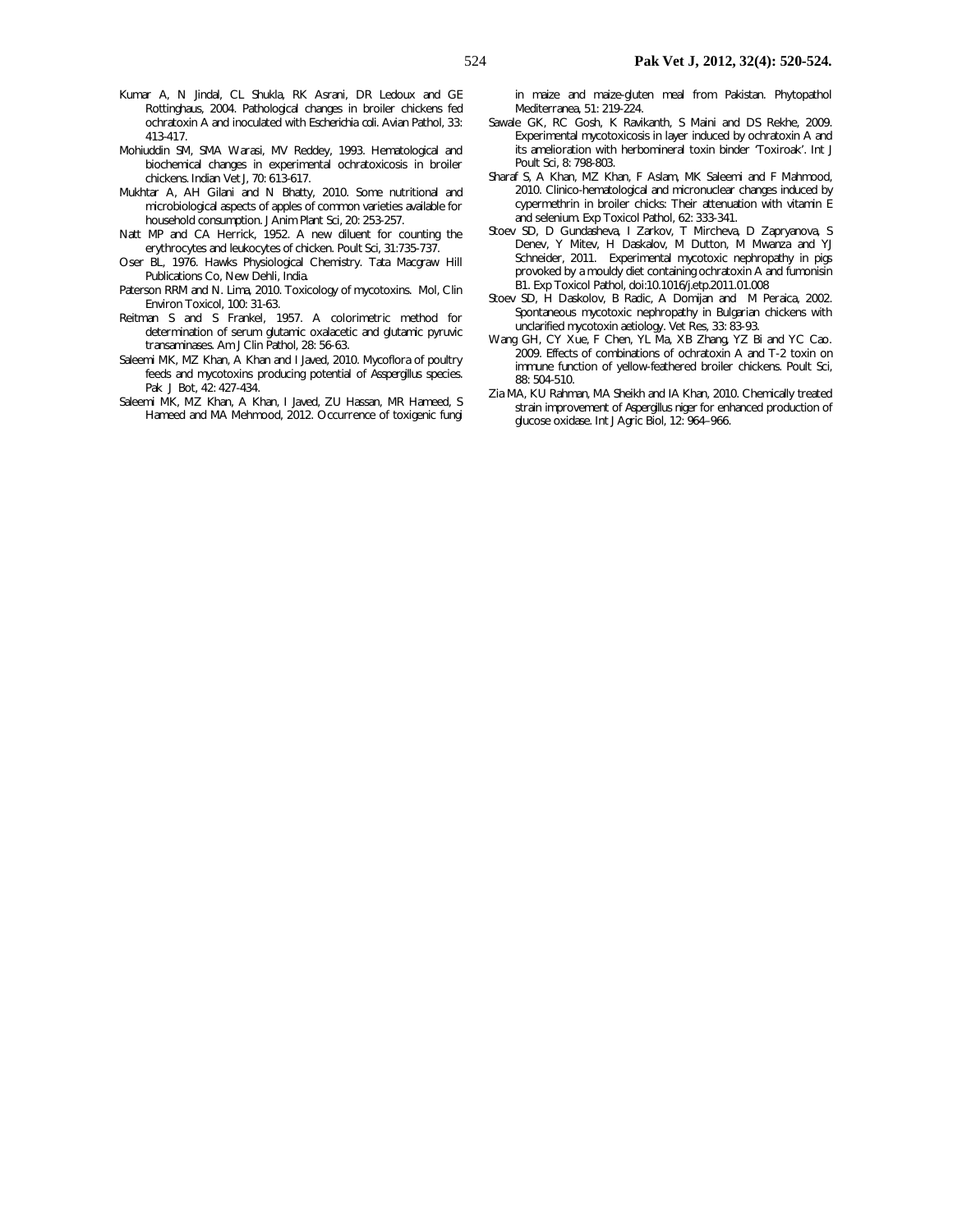Kumar A, N Jindal, CL Shukla, RK Asrani, DR Ledoux and GE Rottinghaus, 2004. Pathological changes in broiler chickens fed ochratoxin A and inoculated with Escherichia coli. Avian Pathol, 33: 413-417.

Mohiuddin SM, SMA Warasi, MV Reddey, 1993. Hematological and biochemical changes in experimental ochratoxicosis in broiler chickens. Indian Vet J, 70: 613-617.

Mukhtar A, AH Gilani and N Bhatty, 2010. Some nutritional and microbiological aspects of apples of common varieties available for household consumption. J Anim Plant Sci, 20: 253-257.

Natt MP and CA Herrick, 1952. A new diluent for counting the erythrocytes and leukocytes of chicken. Poult Sci, 31:735-737.

Oser BL, 1976. Hawks Physiological Chemistry. Tata Macgraw Hill Publications Co, New Dehli, India.

Paterson RRM and N. Lima, 2010. Toxicology of mycotoxins. Mol, Clin Environ Toxicol, 100: 31-63.

Reitman S and S Frankel, 1957. A colorimetric method for determination of serum glutamic oxalacetic and glutamic pyruvic transaminases. Am J Clin Pathol, 28: 56-63.

Saleemi MK, MZ Khan, A Khan and I Javed, 2010. Mycoflora of poultry feeds and mycotoxins producing potential of Asspergillus species. Pak J Bot, 42: 427-434.

Saleemi MK, MZ Khan, A Khan, I Javed, ZU Hassan, MR Hameed, S Hameed and MA Mehmood, 2012. Occurrence of toxigenic fungi in maize and maize-gluten meal from Pakistan. Phytopathol Mediterranea, 51: 219-224.

Sawale GK, RC Gosh, K Ravikanth, S Maini and DS Rekhe, 2009. Experimental mycotoxicosis in layer induced by ochratoxin A and its amelioration with herbomineral toxin binder 'Toxiroak'. Int J Poult Sci, 8: 798-803.

Sharaf S, A Khan, MZ Khan, F Aslam, MK Saleemi and F Mahmood, 2010. Clinico-hematological and micronuclear changes induced by cypermethrin in broiler chicks: Their attenuation with vitamin E and selenium. Exp Toxicol Pathol, 62: 333-341.

Stoev SD, D Gundasheva, I Zarkov, T Mircheva, D Zapryanova, S Denev, Y Mitev, H Daskalov, M Dutton, M Mwanza and YJ Schneider, 2011. Experimental mycotoxic nephropathy in pigs provoked by a mouldy diet containing ochratoxin A and fumonisin B1. Exp Toxicol Pathol, doi:10.1016/j.etp.2011.01.008

Stoev SD, H Daskolov, B Radic, A Domijan and M Peraica, 2002. Spontaneous mycotoxic nephropathy in Bulgarian chickens with unclarified mycotoxin aetiology. Vet Res, 33: 83-93.

Wang GH, CY Xue, F Chen, YL Ma, XB Zhang, YZ Bi and YC Cao. 2009. Effects of combinations of ochratoxin A and T-2 toxin on immune function of yellow-feathered broiler chickens. Poult Sci, 88: 504-510.

Zia MA, KU Rahman, MA Sheikh and IA Khan, 2010. Chemically treated strain improvement of Aspergillus niger for enhanced production of glucose oxidase. Int J Agric Biol, 12: 964–966.